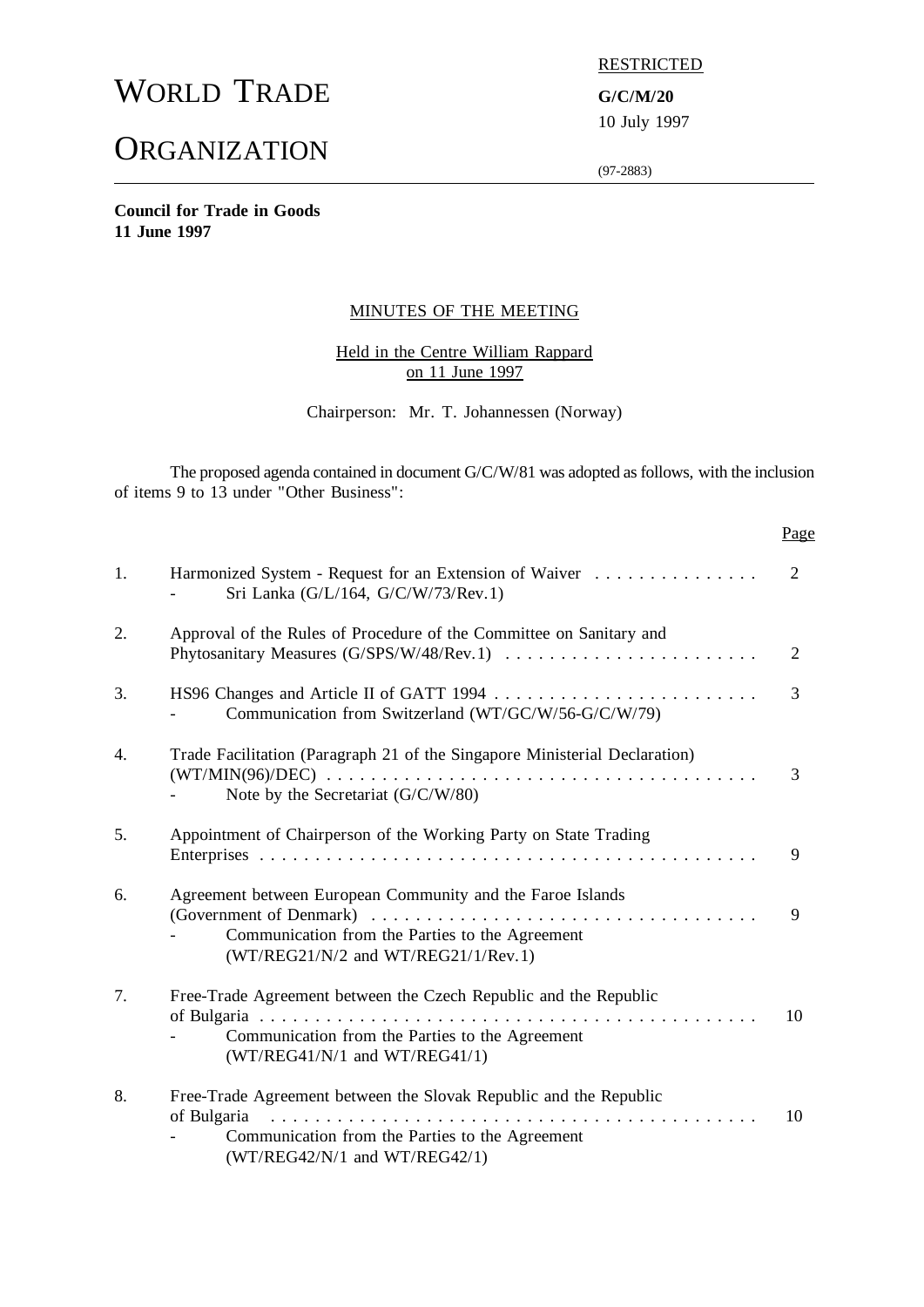# WORLD TRADE ORGANIZATION

RESTRICTED

**G/C/M/20**
10 July 1997

(97-2883)

**Council for Trade in Goods**
**11 June 1997**

## MINUTES OF THE MEETING

Held in the Centre William Rappard
on 11 June 1997

Chairperson: Mr. T. Johannessen (Norway)

The proposed agenda contained in document G/C/W/81 was adopted as follows, with the inclusion of items 9 to 13 under "Other Business":

| | | Page |
|---|---|---|
| 1. | Harmonized System - Request for an Extension of Waiver<br>- Sri Lanka (G/L/164, G/C/W/73/Rev.1) | 2 |
| 2. | Approval of the Rules of Procedure of the Committee on Sanitary and Phytosanitary Measures (G/SPS/W/48/Rev.1) | 2 |
| 3. | HS96 Changes and Article II of GATT 1994<br>- Communication from Switzerland (WT/GC/W/56-G/C/W/79) | 3 |
| 4. | Trade Facilitation (Paragraph 21 of the Singapore Ministerial Declaration) (WT/MIN(96)/DEC)<br>- Note by the Secretariat (G/C/W/80) | 3 |
| 5. | Appointment of Chairperson of the Working Party on State Trading Enterprises | 9 |
| 6. | Agreement between European Community and the Faroe Islands (Government of Denmark)<br>- Communication from the Parties to the Agreement (WT/REG21/N/2 and WT/REG21/1/Rev.1) | 9 |
| 7. | Free-Trade Agreement between the Czech Republic and the Republic of Bulgaria<br>- Communication from the Parties to the Agreement (WT/REG41/N/1 and WT/REG41/1) | 10 |
| 8. | Free-Trade Agreement between the Slovak Republic and the Republic of Bulgaria<br>- Communication from the Parties to the Agreement (WT/REG42/N/1 and WT/REG42/1) | 10 |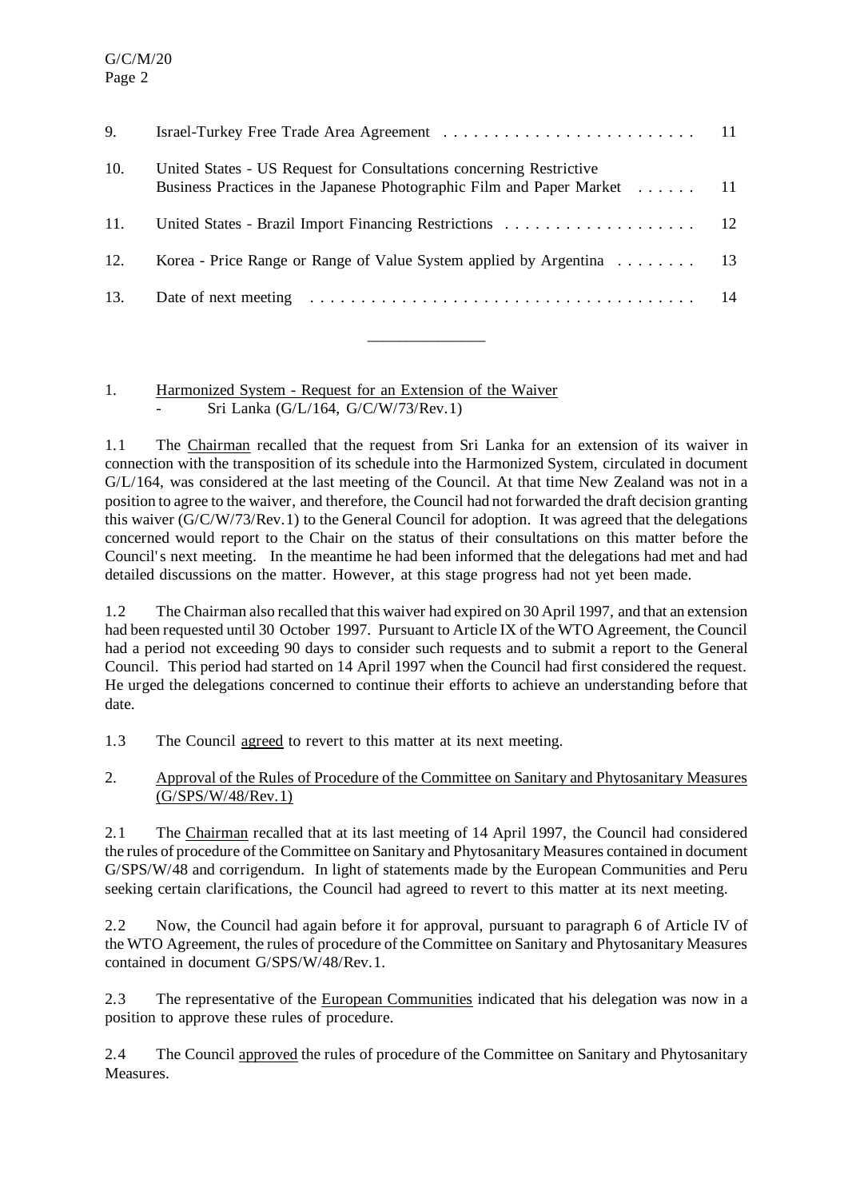| | | |
|---|---|---|
| 9. | Israel-Turkey Free Trade Area Agreement | 11 |
| 10. | United States - US Request for Consultations concerning Restrictive Business Practices in the Japanese Photographic Film and Paper Market | 11 |
| 11. | United States - Brazil Import Financing Restrictions | 12 |
| 12. | Korea - Price Range or Range of Value System applied by Argentina | 13 |
| 13. | Date of next meeting | 14 |

---

## 1. Harmonized System - Request for an Extension of the Waiver
- Sri Lanka (G/L/164, G/C/W/73/Rev.1)

1.1 The Chairman recalled that the request from Sri Lanka for an extension of its waiver in connection with the transposition of its schedule into the Harmonized System, circulated in document G/L/164, was considered at the last meeting of the Council. At that time New Zealand was not in a position to agree to the waiver, and therefore, the Council had not forwarded the draft decision granting this waiver (G/C/W/73/Rev.1) to the General Council for adoption. It was agreed that the delegations concerned would report to the Chair on the status of their consultations on this matter before the Council's next meeting. In the meantime he had been informed that the delegations had met and had detailed discussions on the matter. However, at this stage progress had not yet been made.

1.2 The Chairman also recalled that this waiver had expired on 30 April 1997, and that an extension had been requested until 30 October 1997. Pursuant to Article IX of the WTO Agreement, the Council had a period not exceeding 90 days to consider such requests and to submit a report to the General Council. This period had started on 14 April 1997 when the Council had first considered the request. He urged the delegations concerned to continue their efforts to achieve an understanding before that date.

1.3 The Council agreed to revert to this matter at its next meeting.

## 2. Approval of the Rules of Procedure of the Committee on Sanitary and Phytosanitary Measures (G/SPS/W/48/Rev.1)

2.1 The Chairman recalled that at its last meeting of 14 April 1997, the Council had considered the rules of procedure of the Committee on Sanitary and Phytosanitary Measures contained in document G/SPS/W/48 and corrigendum. In light of statements made by the European Communities and Peru seeking certain clarifications, the Council had agreed to revert to this matter at its next meeting.

2.2 Now, the Council had again before it for approval, pursuant to paragraph 6 of Article IV of the WTO Agreement, the rules of procedure of the Committee on Sanitary and Phytosanitary Measures contained in document G/SPS/W/48/Rev.1.

2.3 The representative of the European Communities indicated that his delegation was now in a position to approve these rules of procedure.

2.4 The Council approved the rules of procedure of the Committee on Sanitary and Phytosanitary Measures.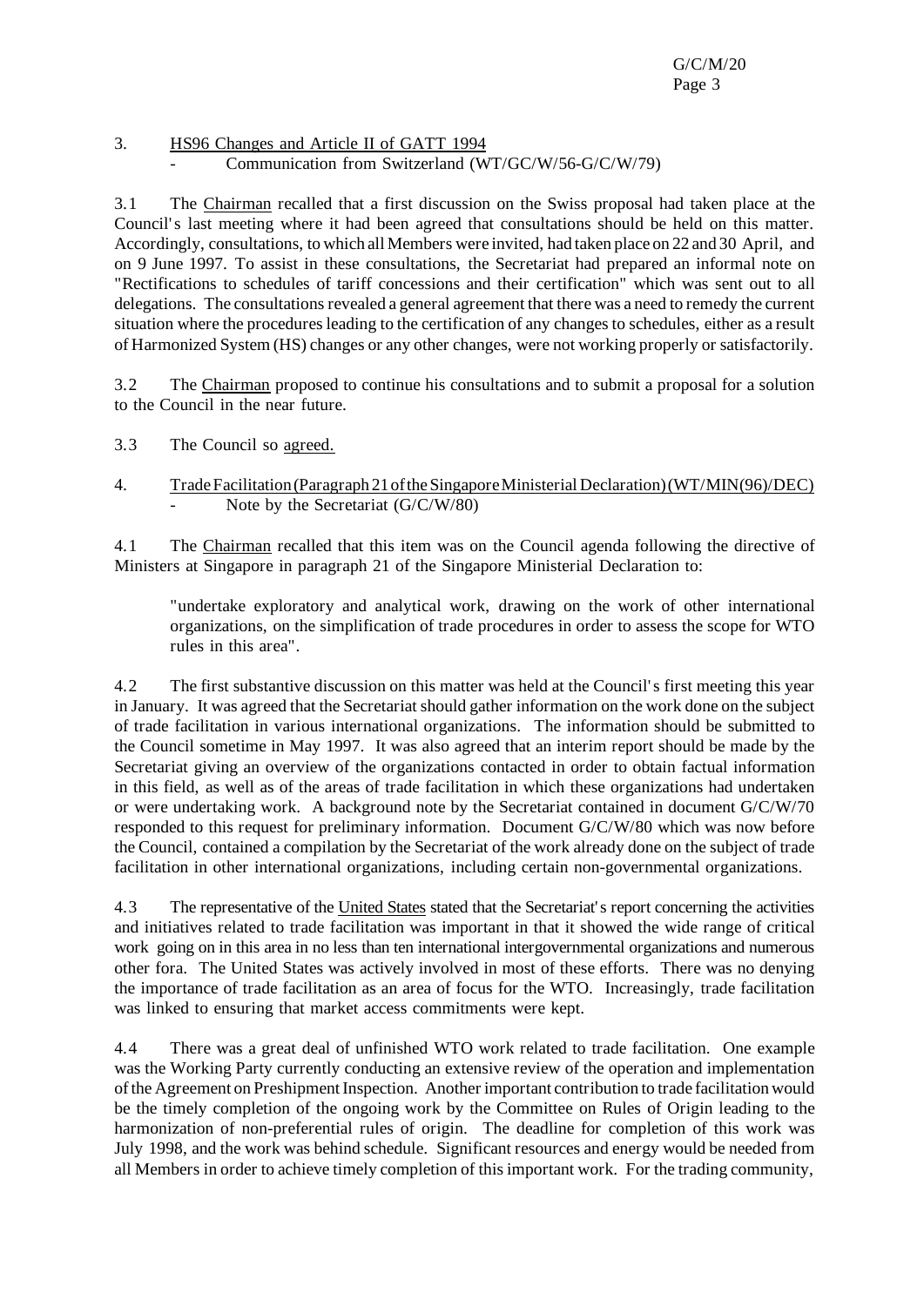## 3. HS96 Changes and Article II of GATT 1994

- Communication from Switzerland (WT/GC/W/56-G/C/W/79)

3.1 The Chairman recalled that a first discussion on the Swiss proposal had taken place at the Council's last meeting where it had been agreed that consultations should be held on this matter. Accordingly, consultations, to which all Members were invited, had taken place on 22 and 30 April, and on 9 June 1997. To assist in these consultations, the Secretariat had prepared an informal note on "Rectifications to schedules of tariff concessions and their certification" which was sent out to all delegations. The consultations revealed a general agreement that there was a need to remedy the current situation where the procedures leading to the certification of any changes to schedules, either as a result of Harmonized System (HS) changes or any other changes, were not working properly or satisfactorily.

3.2 The Chairman proposed to continue his consultations and to submit a proposal for a solution to the Council in the near future.

3.3 The Council so agreed.

## 4. Trade Facilitation (Paragraph 21 of the Singapore Ministerial Declaration) (WT/MIN(96)/DEC)

- Note by the Secretariat (G/C/W/80)

4.1 The Chairman recalled that this item was on the Council agenda following the directive of Ministers at Singapore in paragraph 21 of the Singapore Ministerial Declaration to:

> "undertake exploratory and analytical work, drawing on the work of other international organizations, on the simplification of trade procedures in order to assess the scope for WTO rules in this area".

4.2 The first substantive discussion on this matter was held at the Council's first meeting this year in January. It was agreed that the Secretariat should gather information on the work done on the subject of trade facilitation in various international organizations. The information should be submitted to the Council sometime in May 1997. It was also agreed that an interim report should be made by the Secretariat giving an overview of the organizations contacted in order to obtain factual information in this field, as well as of the areas of trade facilitation in which these organizations had undertaken or were undertaking work. A background note by the Secretariat contained in document G/C/W/70 responded to this request for preliminary information. Document G/C/W/80 which was now before the Council, contained a compilation by the Secretariat of the work already done on the subject of trade facilitation in other international organizations, including certain non-governmental organizations.

4.3 The representative of the United States stated that the Secretariat's report concerning the activities and initiatives related to trade facilitation was important in that it showed the wide range of critical work going on in this area in no less than ten international intergovernmental organizations and numerous other fora. The United States was actively involved in most of these efforts. There was no denying the importance of trade facilitation as an area of focus for the WTO. Increasingly, trade facilitation was linked to ensuring that market access commitments were kept.

4.4 There was a great deal of unfinished WTO work related to trade facilitation. One example was the Working Party currently conducting an extensive review of the operation and implementation of the Agreement on Preshipment Inspection. Another important contribution to trade facilitation would be the timely completion of the ongoing work by the Committee on Rules of Origin leading to the harmonization of non-preferential rules of origin. The deadline for completion of this work was July 1998, and the work was behind schedule. Significant resources and energy would be needed from all Members in order to achieve timely completion of this important work. For the trading community,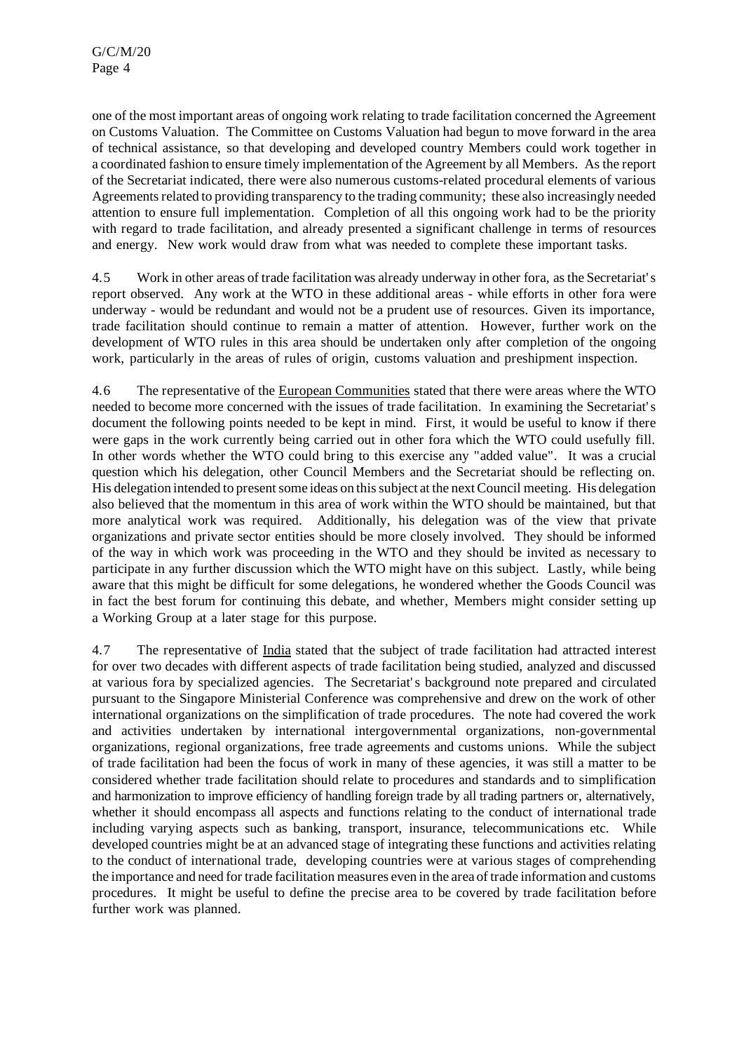one of the most important areas of ongoing work relating to trade facilitation concerned the Agreement on Customs Valuation. The Committee on Customs Valuation had begun to move forward in the area of technical assistance, so that developing and developed country Members could work together in a coordinated fashion to ensure timely implementation of the Agreement by all Members. As the report of the Secretariat indicated, there were also numerous customs-related procedural elements of various Agreements related to providing transparency to the trading community; these also increasingly needed attention to ensure full implementation. Completion of all this ongoing work had to be the priority with regard to trade facilitation, and already presented a significant challenge in terms of resources and energy. New work would draw from what was needed to complete these important tasks.

4.5 Work in other areas of trade facilitation was already underway in other fora, as the Secretariat's report observed. Any work at the WTO in these additional areas - while efforts in other fora were underway - would be redundant and would not be a prudent use of resources. Given its importance, trade facilitation should continue to remain a matter of attention. However, further work on the development of WTO rules in this area should be undertaken only after completion of the ongoing work, particularly in the areas of rules of origin, customs valuation and preshipment inspection.

4.6 The representative of the European Communities stated that there were areas where the WTO needed to become more concerned with the issues of trade facilitation. In examining the Secretariat's document the following points needed to be kept in mind. First, it would be useful to know if there were gaps in the work currently being carried out in other fora which the WTO could usefully fill. In other words whether the WTO could bring to this exercise any "added value". It was a crucial question which his delegation, other Council Members and the Secretariat should be reflecting on. His delegation intended to present some ideas on this subject at the next Council meeting. His delegation also believed that the momentum in this area of work within the WTO should be maintained, but that more analytical work was required. Additionally, his delegation was of the view that private organizations and private sector entities should be more closely involved. They should be informed of the way in which work was proceeding in the WTO and they should be invited as necessary to participate in any further discussion which the WTO might have on this subject. Lastly, while being aware that this might be difficult for some delegations, he wondered whether the Goods Council was in fact the best forum for continuing this debate, and whether, Members might consider setting up a Working Group at a later stage for this purpose.

4.7 The representative of India stated that the subject of trade facilitation had attracted interest for over two decades with different aspects of trade facilitation being studied, analyzed and discussed at various fora by specialized agencies. The Secretariat's background note prepared and circulated pursuant to the Singapore Ministerial Conference was comprehensive and drew on the work of other international organizations on the simplification of trade procedures. The note had covered the work and activities undertaken by international intergovernmental organizations, non-governmental organizations, regional organizations, free trade agreements and customs unions. While the subject of trade facilitation had been the focus of work in many of these agencies, it was still a matter to be considered whether trade facilitation should relate to procedures and standards and to simplification and harmonization to improve efficiency of handling foreign trade by all trading partners or, alternatively, whether it should encompass all aspects and functions relating to the conduct of international trade including varying aspects such as banking, transport, insurance, telecommunications etc. While developed countries might be at an advanced stage of integrating these functions and activities relating to the conduct of international trade, developing countries were at various stages of comprehending the importance and need for trade facilitation measures even in the area of trade information and customs procedures. It might be useful to define the precise area to be covered by trade facilitation before further work was planned.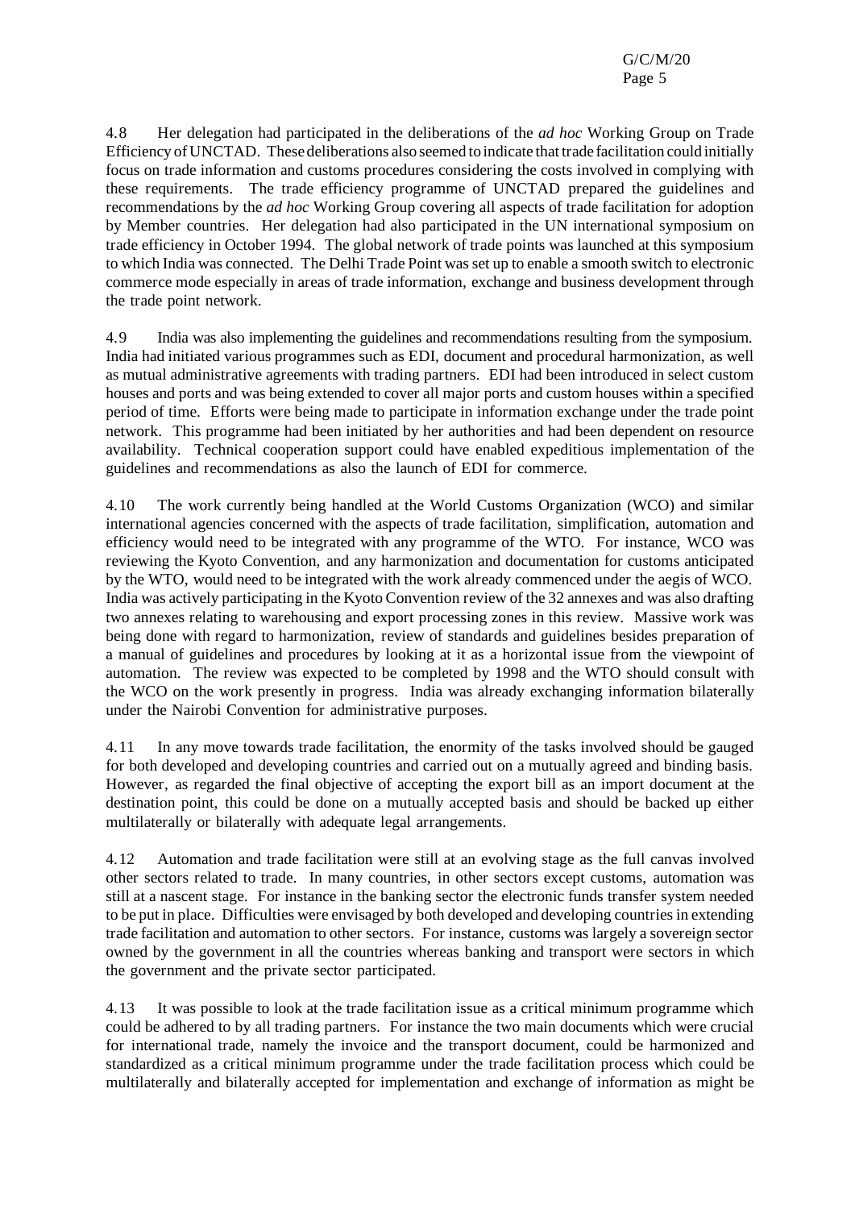4.8 Her delegation had participated in the deliberations of the *ad hoc* Working Group on Trade Efficiency of UNCTAD. These deliberations also seemed to indicate that trade facilitation could initially focus on trade information and customs procedures considering the costs involved in complying with these requirements. The trade efficiency programme of UNCTAD prepared the guidelines and recommendations by the *ad hoc* Working Group covering all aspects of trade facilitation for adoption by Member countries. Her delegation had also participated in the UN international symposium on trade efficiency in October 1994. The global network of trade points was launched at this symposium to which India was connected. The Delhi Trade Point was set up to enable a smooth switch to electronic commerce mode especially in areas of trade information, exchange and business development through the trade point network.

4.9 India was also implementing the guidelines and recommendations resulting from the symposium. India had initiated various programmes such as EDI, document and procedural harmonization, as well as mutual administrative agreements with trading partners. EDI had been introduced in select custom houses and ports and was being extended to cover all major ports and custom houses within a specified period of time. Efforts were being made to participate in information exchange under the trade point network. This programme had been initiated by her authorities and had been dependent on resource availability. Technical cooperation support could have enabled expeditious implementation of the guidelines and recommendations as also the launch of EDI for commerce.

4.10 The work currently being handled at the World Customs Organization (WCO) and similar international agencies concerned with the aspects of trade facilitation, simplification, automation and efficiency would need to be integrated with any programme of the WTO. For instance, WCO was reviewing the Kyoto Convention, and any harmonization and documentation for customs anticipated by the WTO, would need to be integrated with the work already commenced under the aegis of WCO. India was actively participating in the Kyoto Convention review of the 32 annexes and was also drafting two annexes relating to warehousing and export processing zones in this review. Massive work was being done with regard to harmonization, review of standards and guidelines besides preparation of a manual of guidelines and procedures by looking at it as a horizontal issue from the viewpoint of automation. The review was expected to be completed by 1998 and the WTO should consult with the WCO on the work presently in progress. India was already exchanging information bilaterally under the Nairobi Convention for administrative purposes.

4.11 In any move towards trade facilitation, the enormity of the tasks involved should be gauged for both developed and developing countries and carried out on a mutually agreed and binding basis. However, as regarded the final objective of accepting the export bill as an import document at the destination point, this could be done on a mutually accepted basis and should be backed up either multilaterally or bilaterally with adequate legal arrangements.

4.12 Automation and trade facilitation were still at an evolving stage as the full canvas involved other sectors related to trade. In many countries, in other sectors except customs, automation was still at a nascent stage. For instance in the banking sector the electronic funds transfer system needed to be put in place. Difficulties were envisaged by both developed and developing countries in extending trade facilitation and automation to other sectors. For instance, customs was largely a sovereign sector owned by the government in all the countries whereas banking and transport were sectors in which the government and the private sector participated.

4.13 It was possible to look at the trade facilitation issue as a critical minimum programme which could be adhered to by all trading partners. For instance the two main documents which were crucial for international trade, namely the invoice and the transport document, could be harmonized and standardized as a critical minimum programme under the trade facilitation process which could be multilaterally and bilaterally accepted for implementation and exchange of information as might be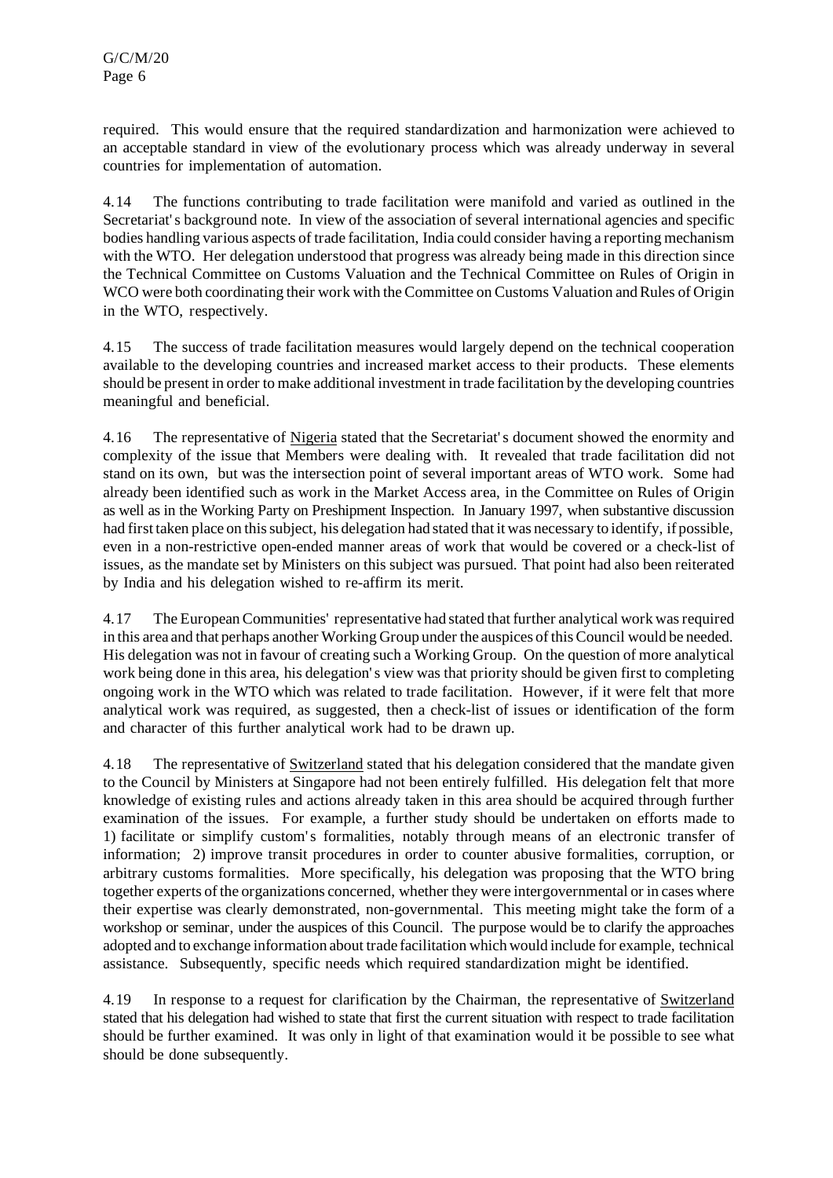required. This would ensure that the required standardization and harmonization were achieved to an acceptable standard in view of the evolutionary process which was already underway in several countries for implementation of automation.

4.14 The functions contributing to trade facilitation were manifold and varied as outlined in the Secretariat's background note. In view of the association of several international agencies and specific bodies handling various aspects of trade facilitation, India could consider having a reporting mechanism with the WTO. Her delegation understood that progress was already being made in this direction since the Technical Committee on Customs Valuation and the Technical Committee on Rules of Origin in WCO were both coordinating their work with the Committee on Customs Valuation and Rules of Origin in the WTO, respectively.

4.15 The success of trade facilitation measures would largely depend on the technical cooperation available to the developing countries and increased market access to their products. These elements should be present in order to make additional investment in trade facilitation by the developing countries meaningful and beneficial.

4.16 The representative of Nigeria stated that the Secretariat's document showed the enormity and complexity of the issue that Members were dealing with. It revealed that trade facilitation did not stand on its own, but was the intersection point of several important areas of WTO work. Some had already been identified such as work in the Market Access area, in the Committee on Rules of Origin as well as in the Working Party on Preshipment Inspection. In January 1997, when substantive discussion had first taken place on this subject, his delegation had stated that it was necessary to identify, if possible, even in a non-restrictive open-ended manner areas of work that would be covered or a check-list of issues, as the mandate set by Ministers on this subject was pursued. That point had also been reiterated by India and his delegation wished to re-affirm its merit.

4.17 The European Communities' representative had stated that further analytical work was required in this area and that perhaps another Working Group under the auspices of this Council would be needed. His delegation was not in favour of creating such a Working Group. On the question of more analytical work being done in this area, his delegation's view was that priority should be given first to completing ongoing work in the WTO which was related to trade facilitation. However, if it were felt that more analytical work was required, as suggested, then a check-list of issues or identification of the form and character of this further analytical work had to be drawn up.

4.18 The representative of Switzerland stated that his delegation considered that the mandate given to the Council by Ministers at Singapore had not been entirely fulfilled. His delegation felt that more knowledge of existing rules and actions already taken in this area should be acquired through further examination of the issues. For example, a further study should be undertaken on efforts made to 1) facilitate or simplify custom's formalities, notably through means of an electronic transfer of information; 2) improve transit procedures in order to counter abusive formalities, corruption, or arbitrary customs formalities. More specifically, his delegation was proposing that the WTO bring together experts of the organizations concerned, whether they were intergovernmental or in cases where their expertise was clearly demonstrated, non-governmental. This meeting might take the form of a workshop or seminar, under the auspices of this Council. The purpose would be to clarify the approaches adopted and to exchange information about trade facilitation which would include for example, technical assistance. Subsequently, specific needs which required standardization might be identified.

4.19 In response to a request for clarification by the Chairman, the representative of Switzerland stated that his delegation had wished to state that first the current situation with respect to trade facilitation should be further examined. It was only in light of that examination would it be possible to see what should be done subsequently.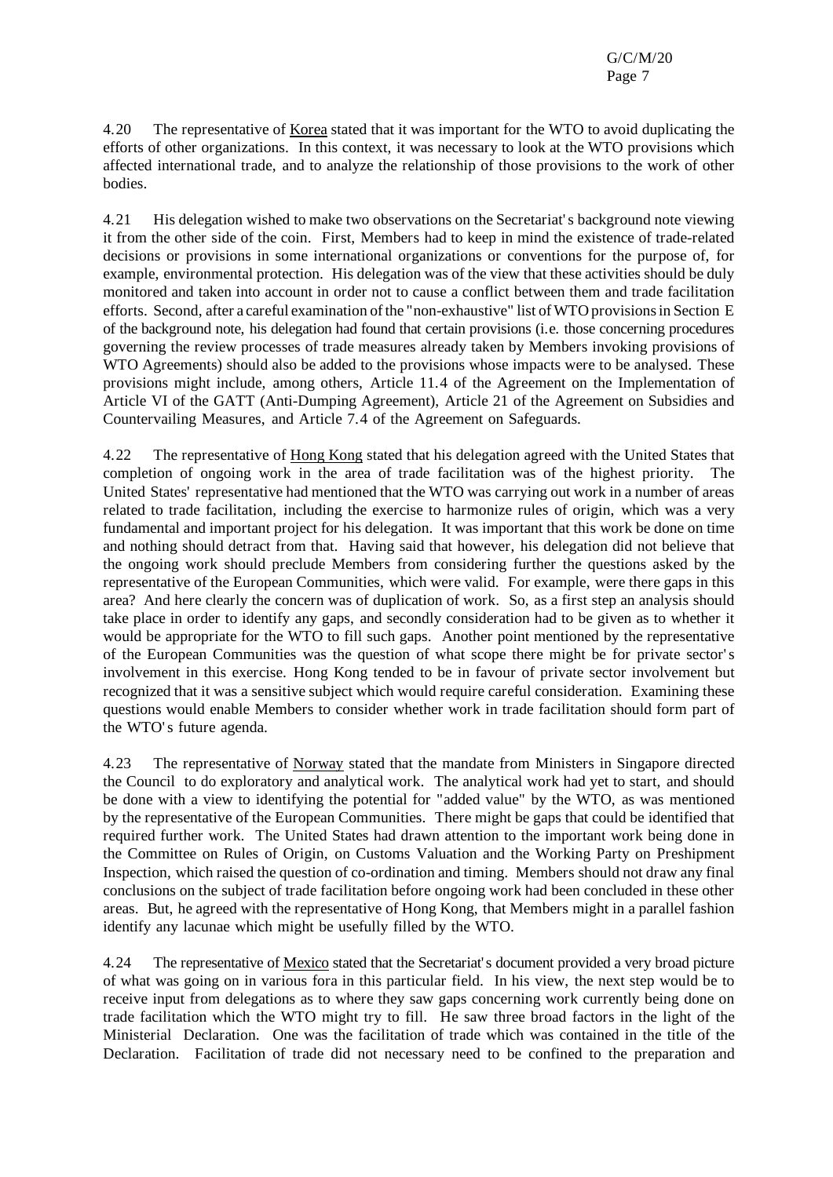4.20 The representative of Korea stated that it was important for the WTO to avoid duplicating the efforts of other organizations. In this context, it was necessary to look at the WTO provisions which affected international trade, and to analyze the relationship of those provisions to the work of other bodies.

4.21 His delegation wished to make two observations on the Secretariat's background note viewing it from the other side of the coin. First, Members had to keep in mind the existence of trade-related decisions or provisions in some international organizations or conventions for the purpose of, for example, environmental protection. His delegation was of the view that these activities should be duly monitored and taken into account in order not to cause a conflict between them and trade facilitation efforts. Second, after a careful examination of the "non-exhaustive" list of WTO provisions in Section E of the background note, his delegation had found that certain provisions (i.e. those concerning procedures governing the review processes of trade measures already taken by Members invoking provisions of WTO Agreements) should also be added to the provisions whose impacts were to be analysed. These provisions might include, among others, Article 11.4 of the Agreement on the Implementation of Article VI of the GATT (Anti-Dumping Agreement), Article 21 of the Agreement on Subsidies and Countervailing Measures, and Article 7.4 of the Agreement on Safeguards.

4.22 The representative of Hong Kong stated that his delegation agreed with the United States that completion of ongoing work in the area of trade facilitation was of the highest priority. The United States' representative had mentioned that the WTO was carrying out work in a number of areas related to trade facilitation, including the exercise to harmonize rules of origin, which was a very fundamental and important project for his delegation. It was important that this work be done on time and nothing should detract from that. Having said that however, his delegation did not believe that the ongoing work should preclude Members from considering further the questions asked by the representative of the European Communities, which were valid. For example, were there gaps in this area? And here clearly the concern was of duplication of work. So, as a first step an analysis should take place in order to identify any gaps, and secondly consideration had to be given as to whether it would be appropriate for the WTO to fill such gaps. Another point mentioned by the representative of the European Communities was the question of what scope there might be for private sector's involvement in this exercise. Hong Kong tended to be in favour of private sector involvement but recognized that it was a sensitive subject which would require careful consideration. Examining these questions would enable Members to consider whether work in trade facilitation should form part of the WTO's future agenda.

4.23 The representative of Norway stated that the mandate from Ministers in Singapore directed the Council to do exploratory and analytical work. The analytical work had yet to start, and should be done with a view to identifying the potential for "added value" by the WTO, as was mentioned by the representative of the European Communities. There might be gaps that could be identified that required further work. The United States had drawn attention to the important work being done in the Committee on Rules of Origin, on Customs Valuation and the Working Party on Preshipment Inspection, which raised the question of co-ordination and timing. Members should not draw any final conclusions on the subject of trade facilitation before ongoing work had been concluded in these other areas. But, he agreed with the representative of Hong Kong, that Members might in a parallel fashion identify any lacunae which might be usefully filled by the WTO.

4.24 The representative of Mexico stated that the Secretariat's document provided a very broad picture of what was going on in various fora in this particular field. In his view, the next step would be to receive input from delegations as to where they saw gaps concerning work currently being done on trade facilitation which the WTO might try to fill. He saw three broad factors in the light of the Ministerial Declaration. One was the facilitation of trade which was contained in the title of the Declaration. Facilitation of trade did not necessary need to be confined to the preparation and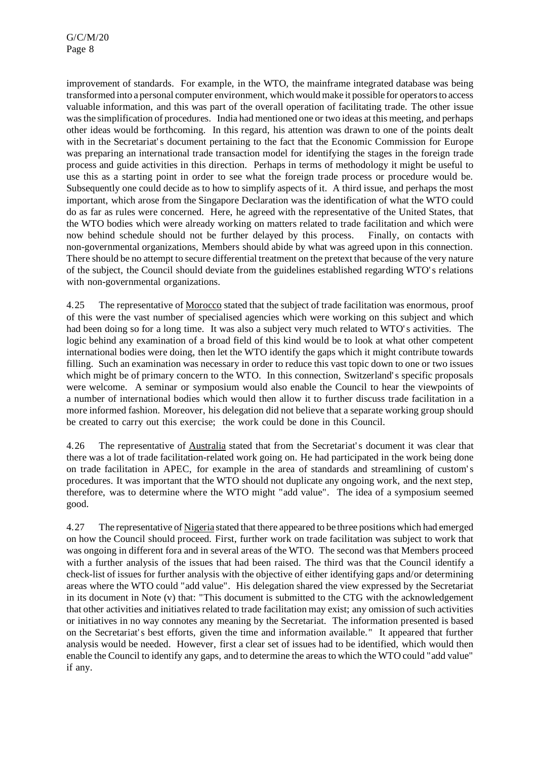improvement of standards. For example, in the WTO, the mainframe integrated database was being transformed into a personal computer environment, which would make it possible for operators to access valuable information, and this was part of the overall operation of facilitating trade. The other issue was the simplification of procedures. India had mentioned one or two ideas at this meeting, and perhaps other ideas would be forthcoming. In this regard, his attention was drawn to one of the points dealt with in the Secretariat's document pertaining to the fact that the Economic Commission for Europe was preparing an international trade transaction model for identifying the stages in the foreign trade process and guide activities in this direction. Perhaps in terms of methodology it might be useful to use this as a starting point in order to see what the foreign trade process or procedure would be. Subsequently one could decide as to how to simplify aspects of it. A third issue, and perhaps the most important, which arose from the Singapore Declaration was the identification of what the WTO could do as far as rules were concerned. Here, he agreed with the representative of the United States, that the WTO bodies which were already working on matters related to trade facilitation and which were now behind schedule should not be further delayed by this process. Finally, on contacts with non-governmental organizations, Members should abide by what was agreed upon in this connection. There should be no attempt to secure differential treatment on the pretext that because of the very nature of the subject, the Council should deviate from the guidelines established regarding WTO's relations with non-governmental organizations.

4.25 The representative of Morocco stated that the subject of trade facilitation was enormous, proof of this were the vast number of specialised agencies which were working on this subject and which had been doing so for a long time. It was also a subject very much related to WTO's activities. The logic behind any examination of a broad field of this kind would be to look at what other competent international bodies were doing, then let the WTO identify the gaps which it might contribute towards filling. Such an examination was necessary in order to reduce this vast topic down to one or two issues which might be of primary concern to the WTO. In this connection, Switzerland's specific proposals were welcome. A seminar or symposium would also enable the Council to hear the viewpoints of a number of international bodies which would then allow it to further discuss trade facilitation in a more informed fashion. Moreover, his delegation did not believe that a separate working group should be created to carry out this exercise; the work could be done in this Council.

4.26 The representative of Australia stated that from the Secretariat's document it was clear that there was a lot of trade facilitation-related work going on. He had participated in the work being done on trade facilitation in APEC, for example in the area of standards and streamlining of custom's procedures. It was important that the WTO should not duplicate any ongoing work, and the next step, therefore, was to determine where the WTO might "add value". The idea of a symposium seemed good.

4.27 The representative of Nigeria stated that there appeared to be three positions which had emerged on how the Council should proceed. First, further work on trade facilitation was subject to work that was ongoing in different fora and in several areas of the WTO. The second was that Members proceed with a further analysis of the issues that had been raised. The third was that the Council identify a check-list of issues for further analysis with the objective of either identifying gaps and/or determining areas where the WTO could "add value". His delegation shared the view expressed by the Secretariat in its document in Note (v) that: "This document is submitted to the CTG with the acknowledgement that other activities and initiatives related to trade facilitation may exist; any omission of such activities or initiatives in no way connotes any meaning by the Secretariat. The information presented is based on the Secretariat's best efforts, given the time and information available." It appeared that further analysis would be needed. However, first a clear set of issues had to be identified, which would then enable the Council to identify any gaps, and to determine the areas to which the WTO could "add value" if any.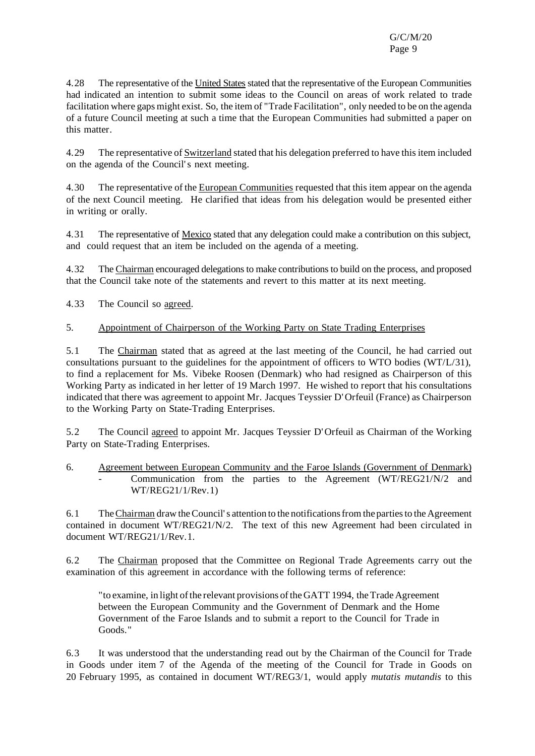4.28 The representative of the United States stated that the representative of the European Communities had indicated an intention to submit some ideas to the Council on areas of work related to trade facilitation where gaps might exist. So, the item of "Trade Facilitation", only needed to be on the agenda of a future Council meeting at such a time that the European Communities had submitted a paper on this matter.

4.29 The representative of Switzerland stated that his delegation preferred to have this item included on the agenda of the Council's next meeting.

4.30 The representative of the European Communities requested that this item appear on the agenda of the next Council meeting. He clarified that ideas from his delegation would be presented either in writing or orally.

4.31 The representative of Mexico stated that any delegation could make a contribution on this subject, and could request that an item be included on the agenda of a meeting.

4.32 The Chairman encouraged delegations to make contributions to build on the process, and proposed that the Council take note of the statements and revert to this matter at its next meeting.

4.33 The Council so agreed.

## 5. Appointment of Chairperson of the Working Party on State Trading Enterprises

5.1 The Chairman stated that as agreed at the last meeting of the Council, he had carried out consultations pursuant to the guidelines for the appointment of officers to WTO bodies (WT/L/31), to find a replacement for Ms. Vibeke Roosen (Denmark) who had resigned as Chairperson of this Working Party as indicated in her letter of 19 March 1997. He wished to report that his consultations indicated that there was agreement to appoint Mr. Jacques Teyssier D'Orfeuil (France) as Chairperson to the Working Party on State-Trading Enterprises.

5.2 The Council agreed to appoint Mr. Jacques Teyssier D'Orfeuil as Chairman of the Working Party on State-Trading Enterprises.

## 6. Agreement between European Community and the Faroe Islands (Government of Denmark)
- Communication from the parties to the Agreement (WT/REG21/N/2 and WT/REG21/1/Rev.1)

6.1 The Chairman draw the Council's attention to the notifications from the parties to the Agreement contained in document WT/REG21/N/2. The text of this new Agreement had been circulated in document WT/REG21/1/Rev.1.

6.2 The Chairman proposed that the Committee on Regional Trade Agreements carry out the examination of this agreement in accordance with the following terms of reference:

> "to examine, in light of the relevant provisions of the GATT 1994, the Trade Agreement between the European Community and the Government of Denmark and the Home Government of the Faroe Islands and to submit a report to the Council for Trade in Goods."

6.3 It was understood that the understanding read out by the Chairman of the Council for Trade in Goods under item 7 of the Agenda of the meeting of the Council for Trade in Goods on 20 February 1995, as contained in document WT/REG3/1, would apply *mutatis mutandis* to this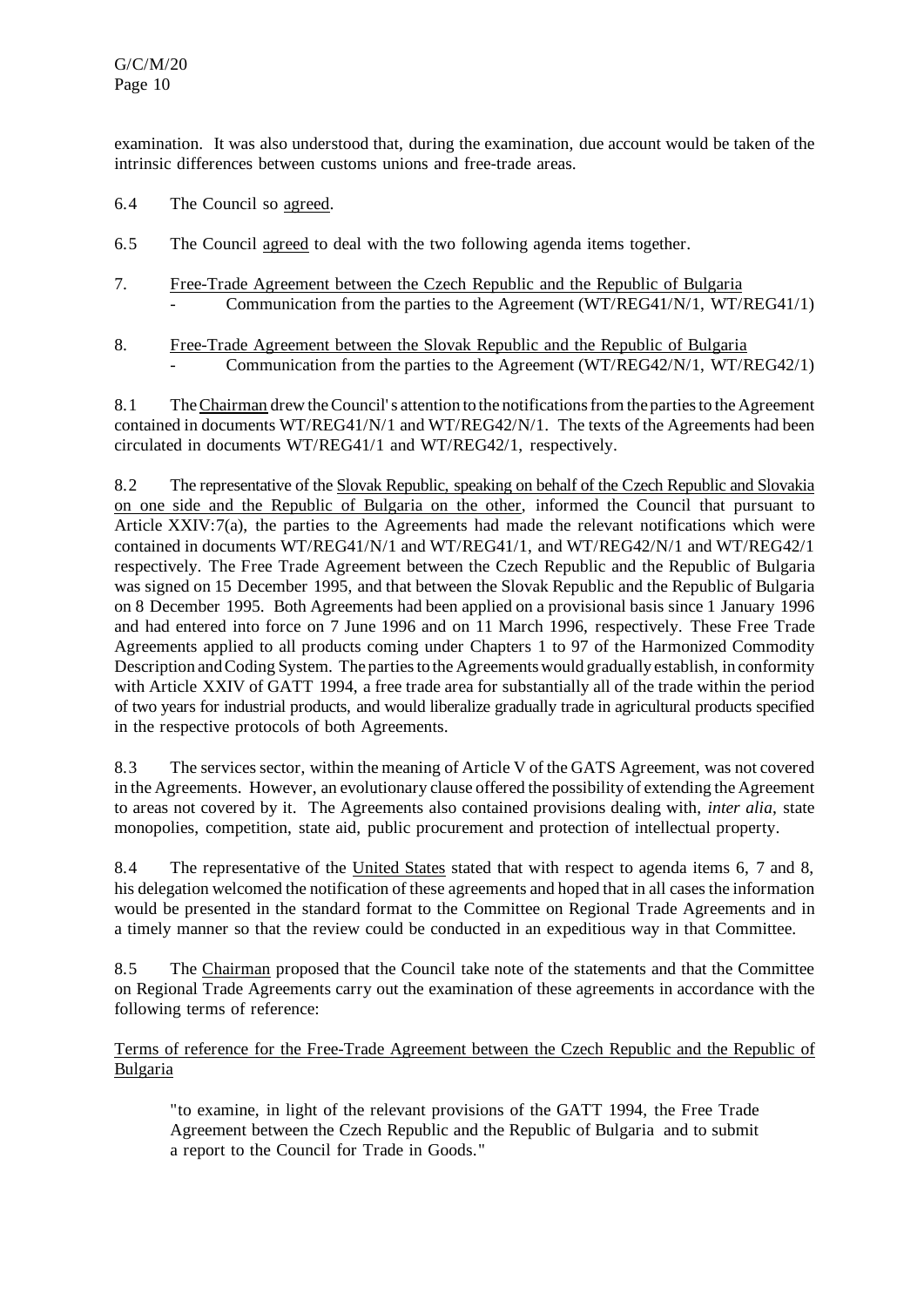examination. It was also understood that, during the examination, due account would be taken of the intrinsic differences between customs unions and free-trade areas.

6.4 The Council so agreed.

6.5 The Council agreed to deal with the two following agenda items together.

7. Free-Trade Agreement between the Czech Republic and the Republic of Bulgaria
   - Communication from the parties to the Agreement (WT/REG41/N/1, WT/REG41/1)

8. Free-Trade Agreement between the Slovak Republic and the Republic of Bulgaria
   - Communication from the parties to the Agreement (WT/REG42/N/1, WT/REG42/1)

8.1 The Chairman drew the Council's attention to the notifications from the parties to the Agreement contained in documents WT/REG41/N/1 and WT/REG42/N/1. The texts of the Agreements had been circulated in documents WT/REG41/1 and WT/REG42/1, respectively.

8.2 The representative of the Slovak Republic, speaking on behalf of the Czech Republic and Slovakia on one side and the Republic of Bulgaria on the other, informed the Council that pursuant to Article XXIV:7(a), the parties to the Agreements had made the relevant notifications which were contained in documents WT/REG41/N/1 and WT/REG41/1, and WT/REG42/N/1 and WT/REG42/1 respectively. The Free Trade Agreement between the Czech Republic and the Republic of Bulgaria was signed on 15 December 1995, and that between the Slovak Republic and the Republic of Bulgaria on 8 December 1995. Both Agreements had been applied on a provisional basis since 1 January 1996 and had entered into force on 7 June 1996 and on 11 March 1996, respectively. These Free Trade Agreements applied to all products coming under Chapters 1 to 97 of the Harmonized Commodity Description and Coding System. The parties to the Agreements would gradually establish, in conformity with Article XXIV of GATT 1994, a free trade area for substantially all of the trade within the period of two years for industrial products, and would liberalize gradually trade in agricultural products specified in the respective protocols of both Agreements.

8.3 The services sector, within the meaning of Article V of the GATS Agreement, was not covered in the Agreements. However, an evolutionary clause offered the possibility of extending the Agreement to areas not covered by it. The Agreements also contained provisions dealing with, *inter alia*, state monopolies, competition, state aid, public procurement and protection of intellectual property.

8.4 The representative of the United States stated that with respect to agenda items 6, 7 and 8, his delegation welcomed the notification of these agreements and hoped that in all cases the information would be presented in the standard format to the Committee on Regional Trade Agreements and in a timely manner so that the review could be conducted in an expeditious way in that Committee.

8.5 The Chairman proposed that the Council take note of the statements and that the Committee on Regional Trade Agreements carry out the examination of these agreements in accordance with the following terms of reference:

Terms of reference for the Free-Trade Agreement between the Czech Republic and the Republic of Bulgaria

> "to examine, in light of the relevant provisions of the GATT 1994, the Free Trade Agreement between the Czech Republic and the Republic of Bulgaria and to submit a report to the Council for Trade in Goods."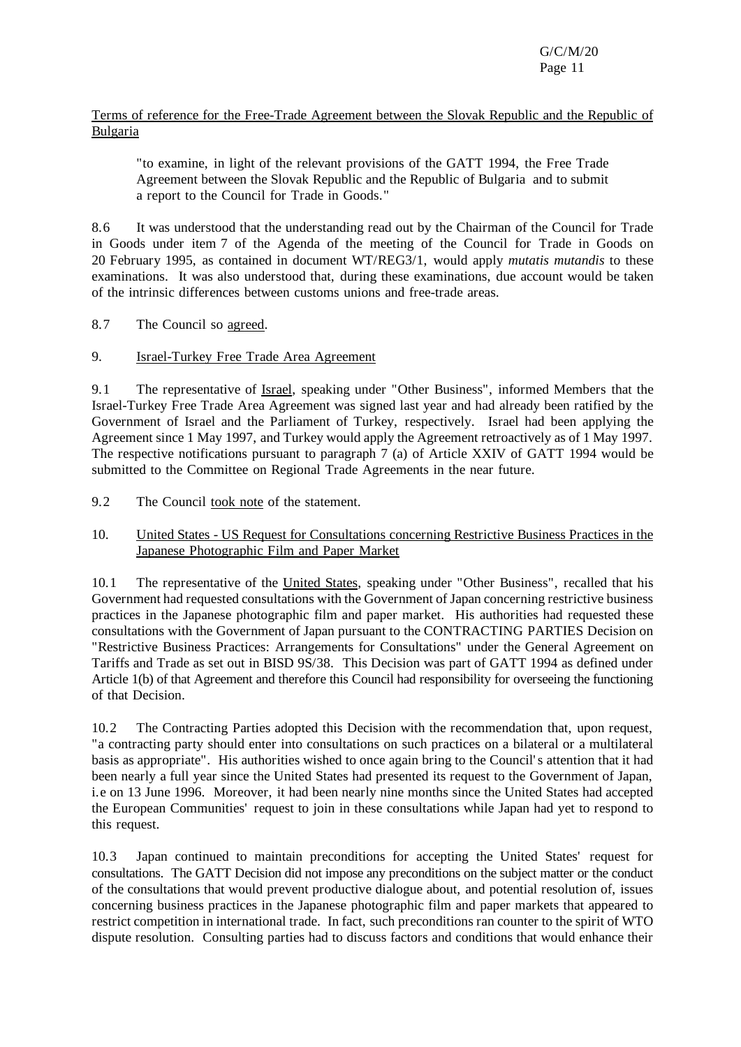Terms of reference for the Free-Trade Agreement between the Slovak Republic and the Republic of Bulgaria

> "to examine, in light of the relevant provisions of the GATT 1994, the Free Trade Agreement between the Slovak Republic and the Republic of Bulgaria and to submit a report to the Council for Trade in Goods."

8.6 It was understood that the understanding read out by the Chairman of the Council for Trade in Goods under item 7 of the Agenda of the meeting of the Council for Trade in Goods on 20 February 1995, as contained in document WT/REG3/1, would apply *mutatis mutandis* to these examinations. It was also understood that, during these examinations, due account would be taken of the intrinsic differences between customs unions and free-trade areas.

8.7 The Council so agreed.

## 9. Israel-Turkey Free Trade Area Agreement

9.1 The representative of Israel, speaking under "Other Business", informed Members that the Israel-Turkey Free Trade Area Agreement was signed last year and had already been ratified by the Government of Israel and the Parliament of Turkey, respectively. Israel had been applying the Agreement since 1 May 1997, and Turkey would apply the Agreement retroactively as of 1 May 1997. The respective notifications pursuant to paragraph 7 (a) of Article XXIV of GATT 1994 would be submitted to the Committee on Regional Trade Agreements in the near future.

9.2 The Council took note of the statement.

## 10. United States - US Request for Consultations concerning Restrictive Business Practices in the Japanese Photographic Film and Paper Market

10.1 The representative of the United States, speaking under "Other Business", recalled that his Government had requested consultations with the Government of Japan concerning restrictive business practices in the Japanese photographic film and paper market. His authorities had requested these consultations with the Government of Japan pursuant to the CONTRACTING PARTIES Decision on "Restrictive Business Practices: Arrangements for Consultations" under the General Agreement on Tariffs and Trade as set out in BISD 9S/38. This Decision was part of GATT 1994 as defined under Article 1(b) of that Agreement and therefore this Council had responsibility for overseeing the functioning of that Decision.

10.2 The Contracting Parties adopted this Decision with the recommendation that, upon request, "a contracting party should enter into consultations on such practices on a bilateral or a multilateral basis as appropriate". His authorities wished to once again bring to the Council's attention that it had been nearly a full year since the United States had presented its request to the Government of Japan, i.e on 13 June 1996. Moreover, it had been nearly nine months since the United States had accepted the European Communities' request to join in these consultations while Japan had yet to respond to this request.

10.3 Japan continued to maintain preconditions for accepting the United States' request for consultations. The GATT Decision did not impose any preconditions on the subject matter or the conduct of the consultations that would prevent productive dialogue about, and potential resolution of, issues concerning business practices in the Japanese photographic film and paper markets that appeared to restrict competition in international trade. In fact, such preconditions ran counter to the spirit of WTO dispute resolution. Consulting parties had to discuss factors and conditions that would enhance their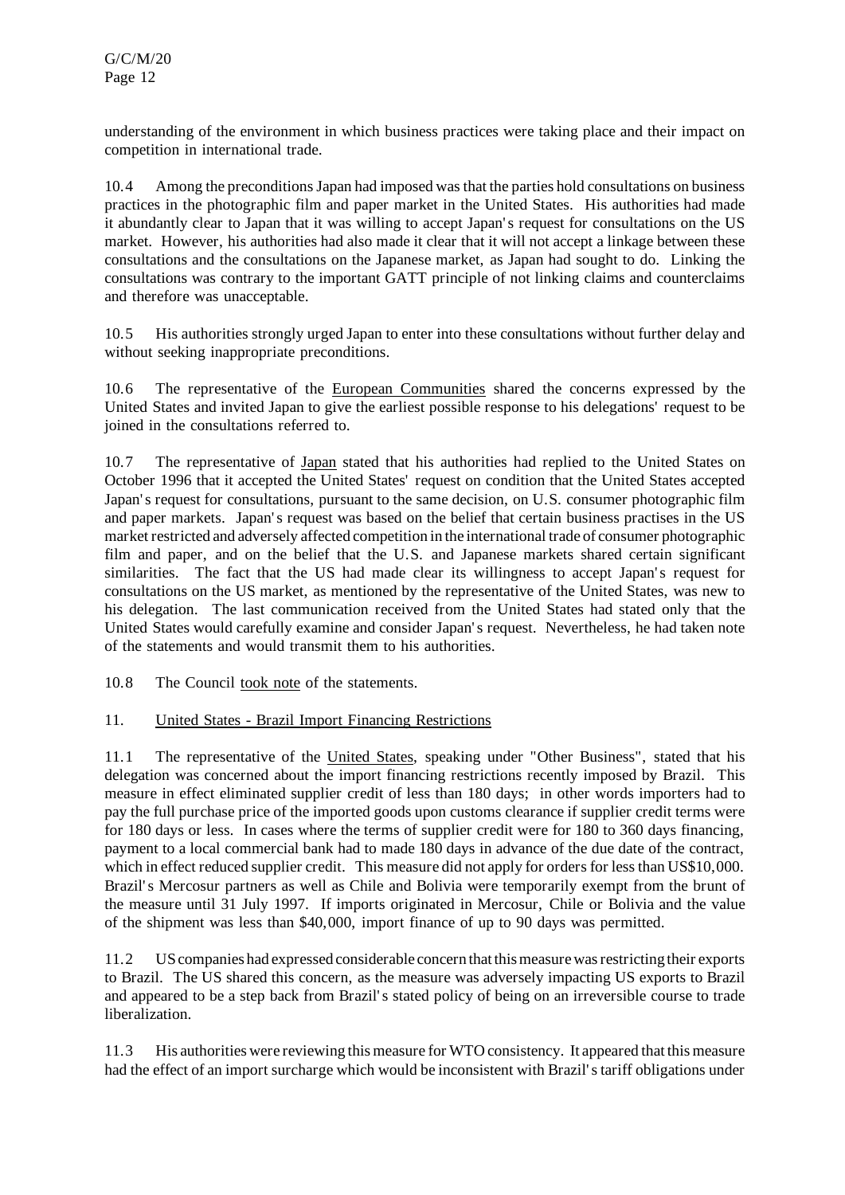understanding of the environment in which business practices were taking place and their impact on competition in international trade.

10.4 Among the preconditions Japan had imposed was that the parties hold consultations on business practices in the photographic film and paper market in the United States. His authorities had made it abundantly clear to Japan that it was willing to accept Japan's request for consultations on the US market. However, his authorities had also made it clear that it will not accept a linkage between these consultations and the consultations on the Japanese market, as Japan had sought to do. Linking the consultations was contrary to the important GATT principle of not linking claims and counterclaims and therefore was unacceptable.

10.5 His authorities strongly urged Japan to enter into these consultations without further delay and without seeking inappropriate preconditions.

10.6 The representative of the European Communities shared the concerns expressed by the United States and invited Japan to give the earliest possible response to his delegations' request to be joined in the consultations referred to.

10.7 The representative of Japan stated that his authorities had replied to the United States on October 1996 that it accepted the United States' request on condition that the United States accepted Japan's request for consultations, pursuant to the same decision, on U.S. consumer photographic film and paper markets. Japan's request was based on the belief that certain business practises in the US market restricted and adversely affected competition in the international trade of consumer photographic film and paper, and on the belief that the U.S. and Japanese markets shared certain significant similarities. The fact that the US had made clear its willingness to accept Japan's request for consultations on the US market, as mentioned by the representative of the United States, was new to his delegation. The last communication received from the United States had stated only that the United States would carefully examine and consider Japan's request. Nevertheless, he had taken note of the statements and would transmit them to his authorities.

10.8 The Council took note of the statements.

## 11. United States - Brazil Import Financing Restrictions

11.1 The representative of the United States, speaking under "Other Business", stated that his delegation was concerned about the import financing restrictions recently imposed by Brazil. This measure in effect eliminated supplier credit of less than 180 days; in other words importers had to pay the full purchase price of the imported goods upon customs clearance if supplier credit terms were for 180 days or less. In cases where the terms of supplier credit were for 180 to 360 days financing, payment to a local commercial bank had to made 180 days in advance of the due date of the contract, which in effect reduced supplier credit. This measure did not apply for orders for less than US$10,000. Brazil's Mercosur partners as well as Chile and Bolivia were temporarily exempt from the brunt of the measure until 31 July 1997. If imports originated in Mercosur, Chile or Bolivia and the value of the shipment was less than $40,000, import finance of up to 90 days was permitted.

11.2 US companies had expressed considerable concern that this measure was restricting their exports to Brazil. The US shared this concern, as the measure was adversely impacting US exports to Brazil and appeared to be a step back from Brazil's stated policy of being on an irreversible course to trade liberalization.

11.3 His authorities were reviewing this measure for WTO consistency. It appeared that this measure had the effect of an import surcharge which would be inconsistent with Brazil's tariff obligations under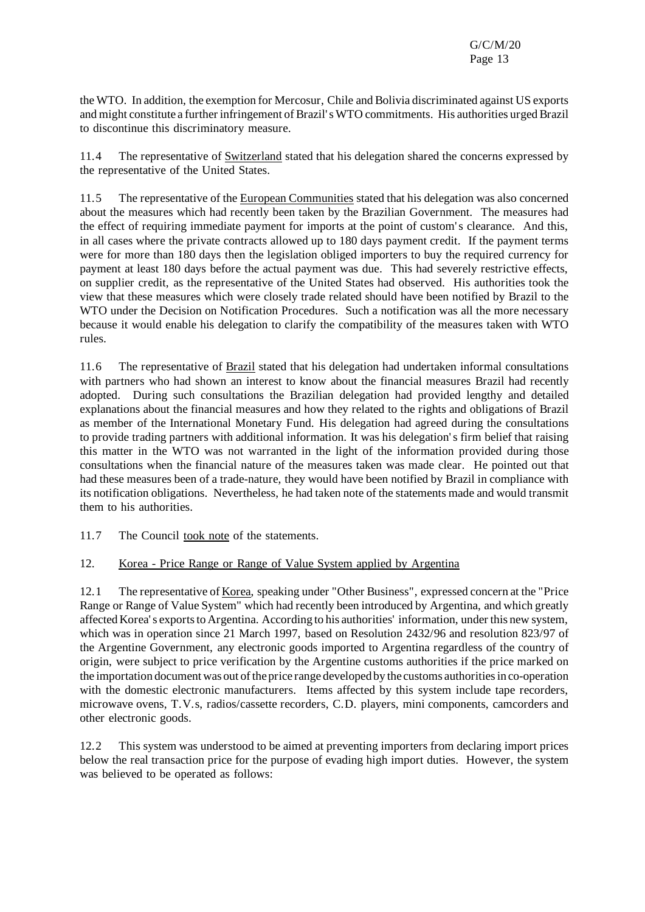the WTO. In addition, the exemption for Mercosur, Chile and Bolivia discriminated against US exports and might constitute a further infringement of Brazil's WTO commitments. His authorities urged Brazil to discontinue this discriminatory measure.

11.4 The representative of Switzerland stated that his delegation shared the concerns expressed by the representative of the United States.

11.5 The representative of the European Communities stated that his delegation was also concerned about the measures which had recently been taken by the Brazilian Government. The measures had the effect of requiring immediate payment for imports at the point of custom's clearance. And this, in all cases where the private contracts allowed up to 180 days payment credit. If the payment terms were for more than 180 days then the legislation obliged importers to buy the required currency for payment at least 180 days before the actual payment was due. This had severely restrictive effects, on supplier credit, as the representative of the United States had observed. His authorities took the view that these measures which were closely trade related should have been notified by Brazil to the WTO under the Decision on Notification Procedures. Such a notification was all the more necessary because it would enable his delegation to clarify the compatibility of the measures taken with WTO rules.

11.6 The representative of Brazil stated that his delegation had undertaken informal consultations with partners who had shown an interest to know about the financial measures Brazil had recently adopted. During such consultations the Brazilian delegation had provided lengthy and detailed explanations about the financial measures and how they related to the rights and obligations of Brazil as member of the International Monetary Fund. His delegation had agreed during the consultations to provide trading partners with additional information. It was his delegation's firm belief that raising this matter in the WTO was not warranted in the light of the information provided during those consultations when the financial nature of the measures taken was made clear. He pointed out that had these measures been of a trade-nature, they would have been notified by Brazil in compliance with its notification obligations. Nevertheless, he had taken note of the statements made and would transmit them to his authorities.

11.7 The Council took note of the statements.

## 12. Korea - Price Range or Range of Value System applied by Argentina

12.1 The representative of Korea, speaking under "Other Business", expressed concern at the "Price Range or Range of Value System" which had recently been introduced by Argentina, and which greatly affected Korea's exports to Argentina. According to his authorities' information, under this new system, which was in operation since 21 March 1997, based on Resolution 2432/96 and resolution 823/97 of the Argentine Government, any electronic goods imported to Argentina regardless of the country of origin, were subject to price verification by the Argentine customs authorities if the price marked on the importation document was out of the price range developed by the customs authorities in co-operation with the domestic electronic manufacturers. Items affected by this system include tape recorders, microwave ovens, T.V.s, radios/cassette recorders, C.D. players, mini components, camcorders and other electronic goods.

12.2 This system was understood to be aimed at preventing importers from declaring import prices below the real transaction price for the purpose of evading high import duties. However, the system was believed to be operated as follows: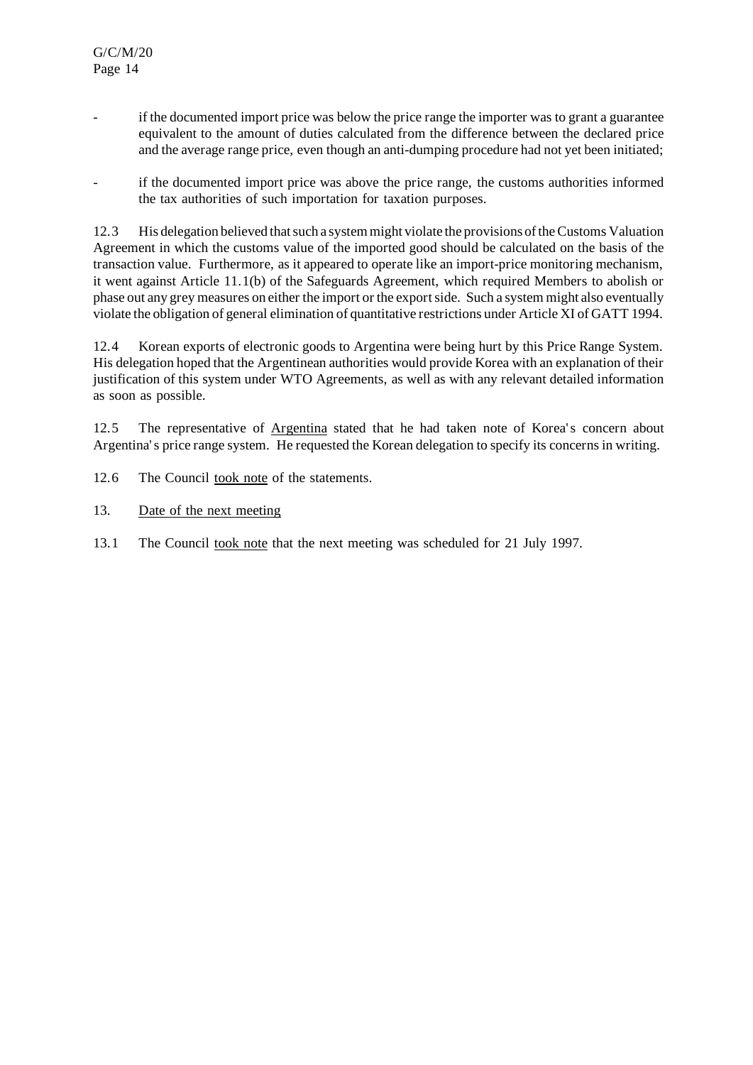- if the documented import price was below the price range the importer was to grant a guarantee equivalent to the amount of duties calculated from the difference between the declared price and the average range price, even though an anti-dumping procedure had not yet been initiated;

- if the documented import price was above the price range, the customs authorities informed the tax authorities of such importation for taxation purposes.

12.3 His delegation believed that such a system might violate the provisions of the Customs Valuation Agreement in which the customs value of the imported good should be calculated on the basis of the transaction value. Furthermore, as it appeared to operate like an import-price monitoring mechanism, it went against Article 11.1(b) of the Safeguards Agreement, which required Members to abolish or phase out any grey measures on either the import or the export side. Such a system might also eventually violate the obligation of general elimination of quantitative restrictions under Article XI of GATT 1994.

12.4 Korean exports of electronic goods to Argentina were being hurt by this Price Range System. His delegation hoped that the Argentinean authorities would provide Korea with an explanation of their justification of this system under WTO Agreements, as well as with any relevant detailed information as soon as possible.

12.5 The representative of Argentina stated that he had taken note of Korea's concern about Argentina's price range system. He requested the Korean delegation to specify its concerns in writing.

12.6 The Council took note of the statements.

## 13. Date of the next meeting

13.1 The Council took note that the next meeting was scheduled for 21 July 1997.